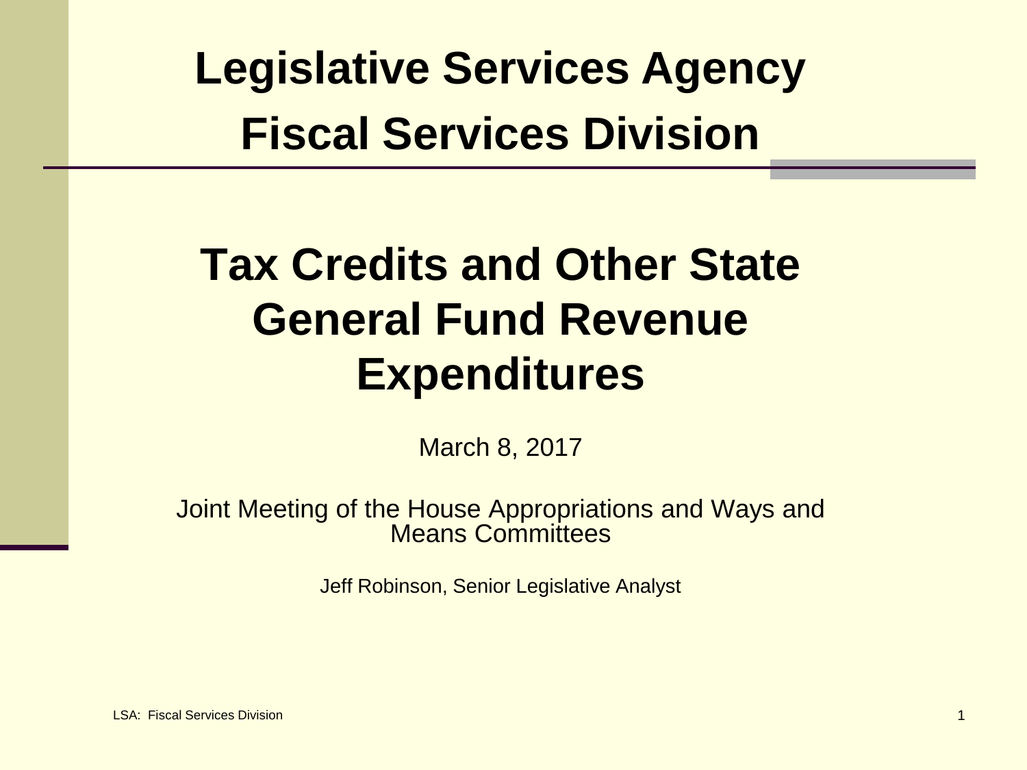# Legislative Services Agency
# Fiscal Services Division

## Tax Credits and Other State General Fund Revenue Expenditures

March 8, 2017

Joint Meeting of the House Appropriations and Ways and Means Committees

Jeff Robinson, Senior Legislative Analyst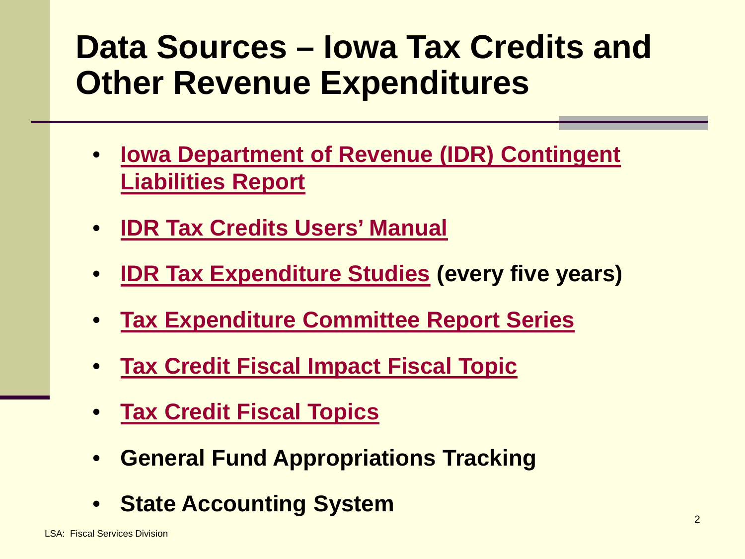# Data Sources – Iowa Tax Credits and Other Revenue Expenditures

- **Iowa Department of Revenue (IDR) Contingent Liabilities Report**
- **IDR Tax Credits Users' Manual**
- **IDR Tax Expenditure Studies (every five years)**
- **Tax Expenditure Committee Report Series**
- **Tax Credit Fiscal Impact Fiscal Topic**
- **Tax Credit Fiscal Topics**
- **General Fund Appropriations Tracking**
- **State Accounting System**

LSA: Fiscal Services Division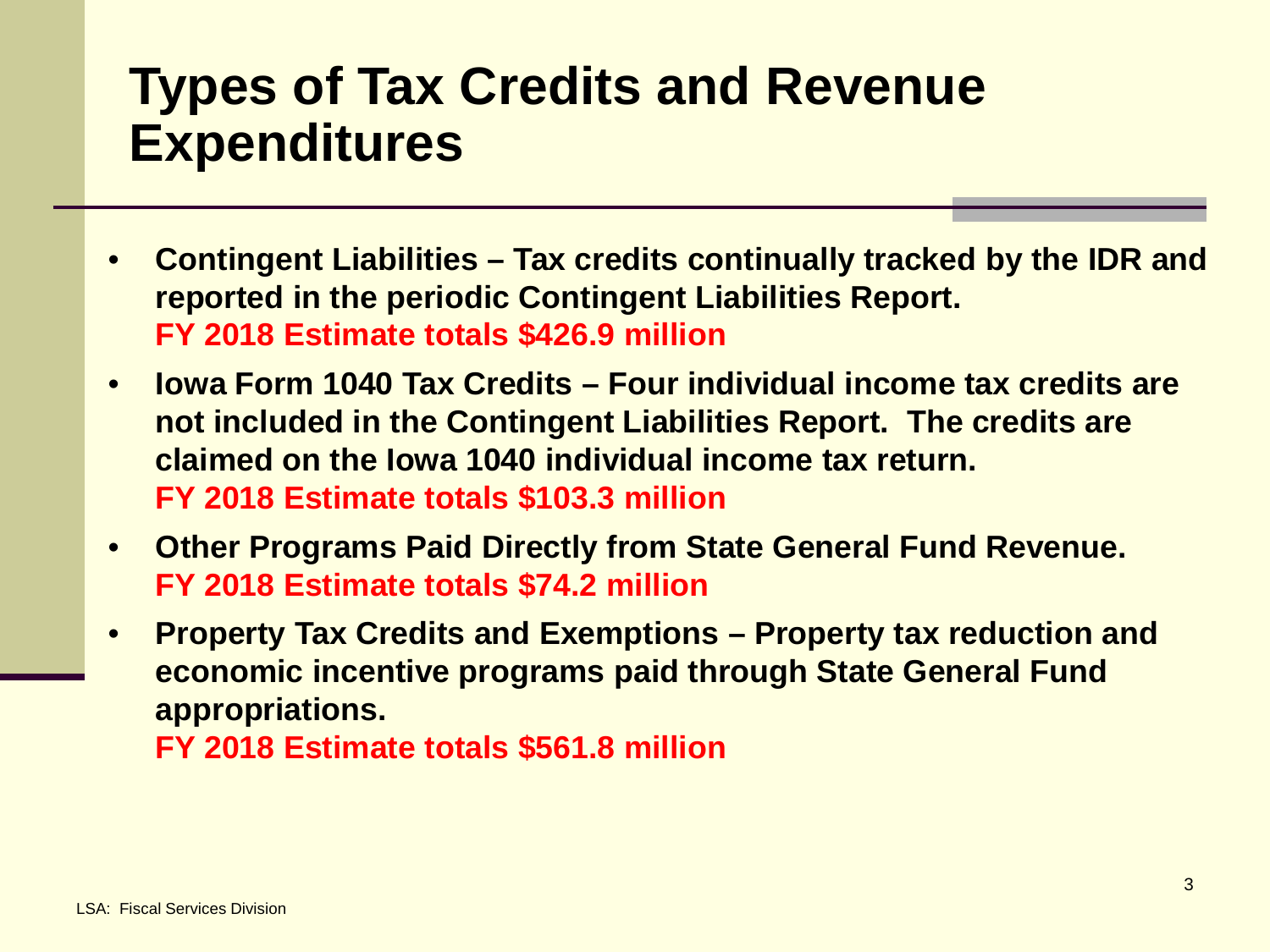# Types of Tax Credits and Revenue Expenditures

- **Contingent Liabilities – Tax credits continually tracked by the IDR and reported in the periodic Contingent Liabilities Report.**
  **FY 2018 Estimate totals $426.9 million**
- **Iowa Form 1040 Tax Credits – Four individual income tax credits are not included in the Contingent Liabilities Report. The credits are claimed on the Iowa 1040 individual income tax return.**
  **FY 2018 Estimate totals $103.3 million**
- **Other Programs Paid Directly from State General Fund Revenue.**
  **FY 2018 Estimate totals $74.2 million**
- **Property Tax Credits and Exemptions – Property tax reduction and economic incentive programs paid through State General Fund appropriations.**
  **FY 2018 Estimate totals $561.8 million**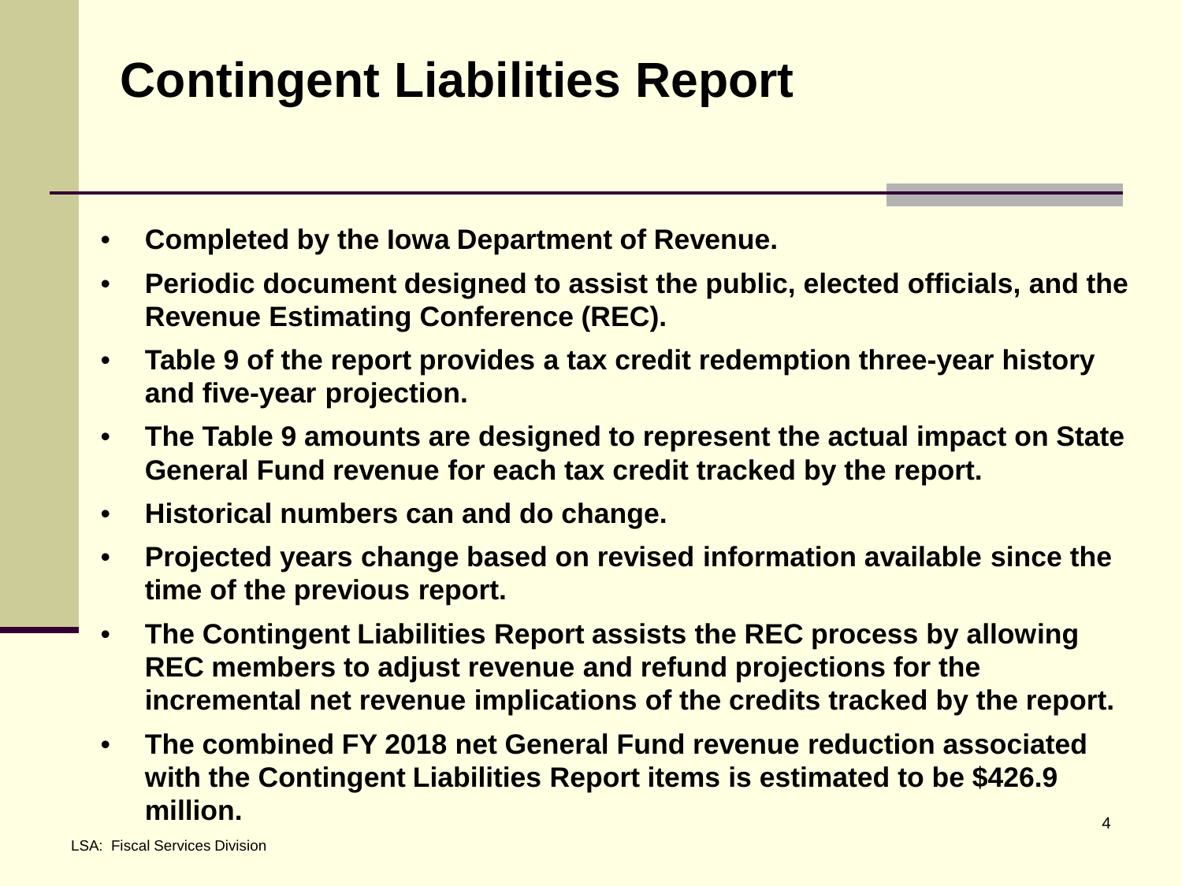# Contingent Liabilities Report

- **Completed by the Iowa Department of Revenue.**
- **Periodic document designed to assist the public, elected officials, and the Revenue Estimating Conference (REC).**
- **Table 9 of the report provides a tax credit redemption three-year history and five-year projection.**
- **The Table 9 amounts are designed to represent the actual impact on State General Fund revenue for each tax credit tracked by the report.**
- **Historical numbers can and do change.**
- **Projected years change based on revised information available since the time of the previous report.**
- **The Contingent Liabilities Report assists the REC process by allowing REC members to adjust revenue and refund projections for the incremental net revenue implications of the credits tracked by the report.**
- **The combined FY 2018 net General Fund revenue reduction associated with the Contingent Liabilities Report items is estimated to be $426.9 million.**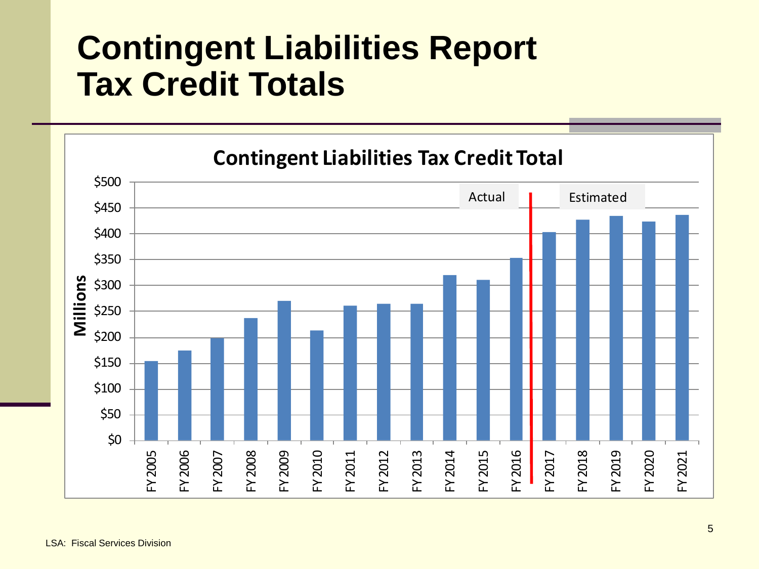# Contingent Liabilities Report
# Tax Credit Totals

**Contingent Liabilities Tax Credit Total**

Millions

Actual | Estimated

$500, $450, $400, $350, $300, $250, $200, $150, $100, $50, $0

FY2005, FY2006, FY2007, FY2008, FY2009, FY2010, FY2011, FY2012, FY2013, FY2014, FY2015, FY2016, FY2017, FY2018, FY2019, FY2020, FY2021

LSA: Fiscal Services Division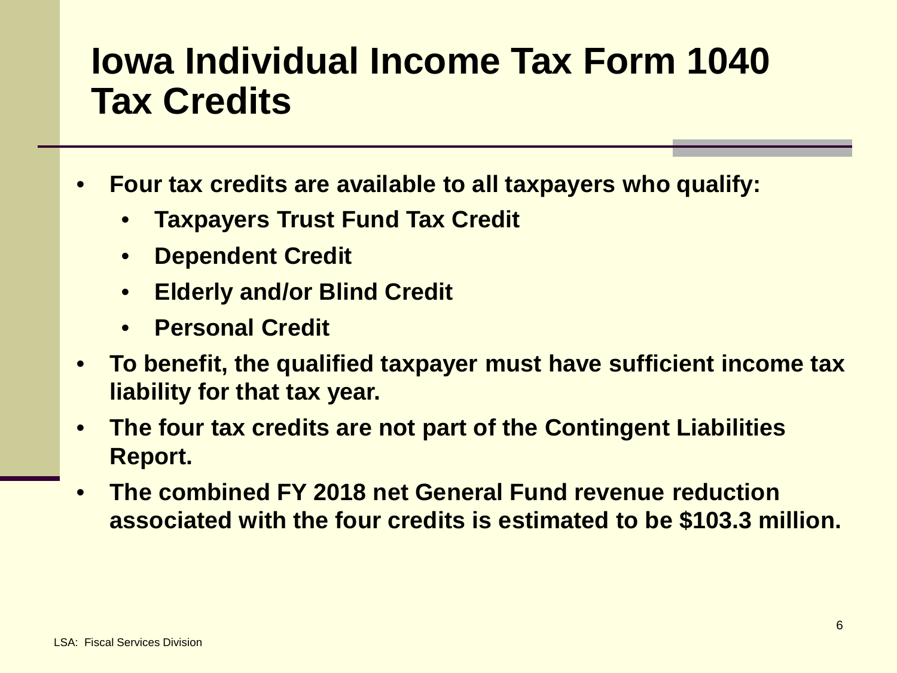# Iowa Individual Income Tax Form 1040 Tax Credits

- **Four tax credits are available to all taxpayers who qualify:**
  - **Taxpayers Trust Fund Tax Credit**
  - **Dependent Credit**
  - **Elderly and/or Blind Credit**
  - **Personal Credit**
- **To benefit, the qualified taxpayer must have sufficient income tax liability for that tax year.**
- **The four tax credits are not part of the Contingent Liabilities Report.**
- **The combined FY 2018 net General Fund revenue reduction associated with the four credits is estimated to be $103.3 million.**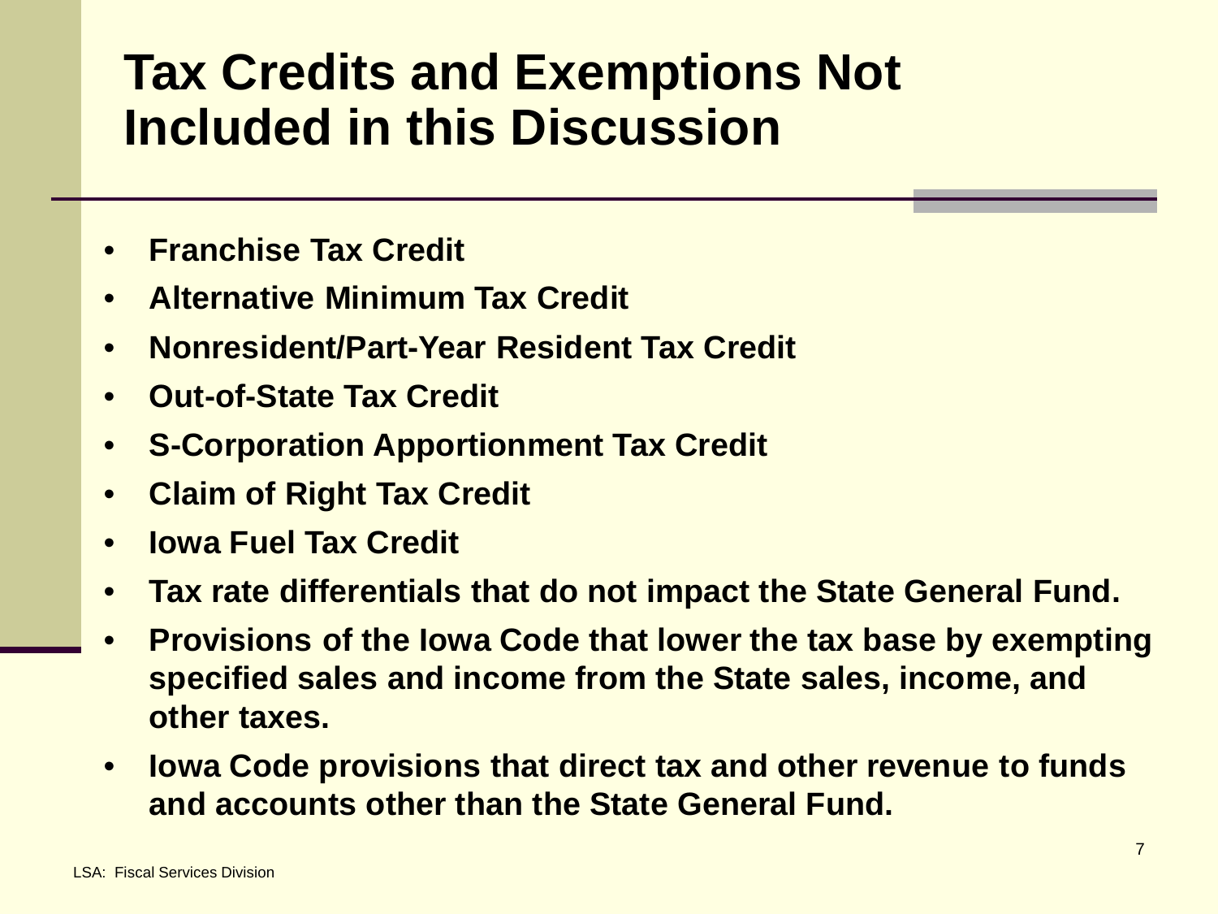# Tax Credits and Exemptions Not Included in this Discussion

- **Franchise Tax Credit**
- **Alternative Minimum Tax Credit**
- **Nonresident/Part-Year Resident Tax Credit**
- **Out-of-State Tax Credit**
- **S-Corporation Apportionment Tax Credit**
- **Claim of Right Tax Credit**
- **Iowa Fuel Tax Credit**
- **Tax rate differentials that do not impact the State General Fund.**
- **Provisions of the Iowa Code that lower the tax base by exempting specified sales and income from the State sales, income, and other taxes.**
- **Iowa Code provisions that direct tax and other revenue to funds and accounts other than the State General Fund.**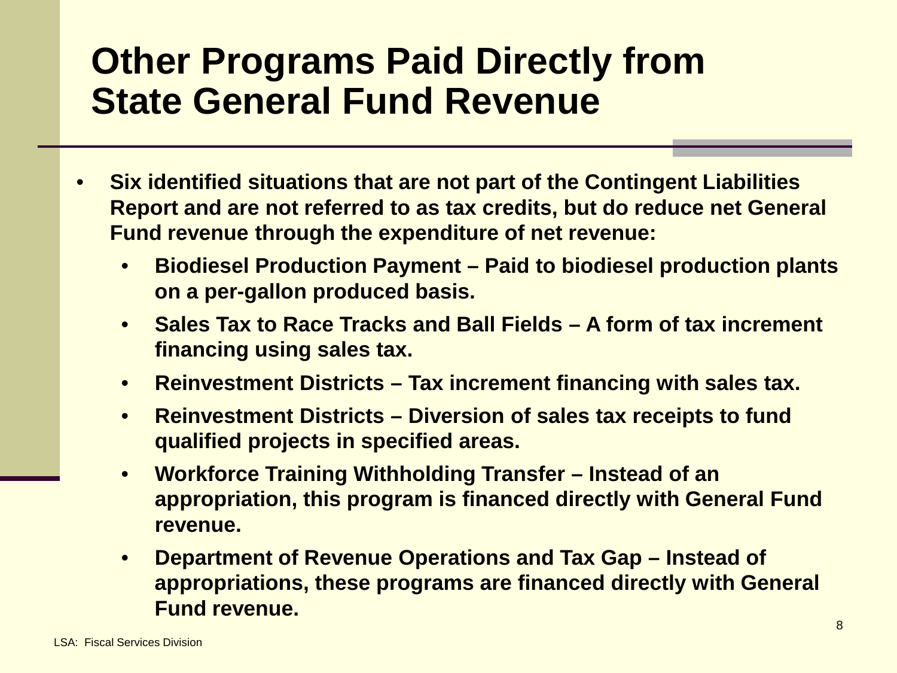# Other Programs Paid Directly from State General Fund Revenue

- **Six identified situations that are not part of the Contingent Liabilities Report and are not referred to as tax credits, but do reduce net General Fund revenue through the expenditure of net revenue:**
  - **Biodiesel Production Payment – Paid to biodiesel production plants on a per-gallon produced basis.**
  - **Sales Tax to Race Tracks and Ball Fields – A form of tax increment financing using sales tax.**
  - **Reinvestment Districts – Tax increment financing with sales tax.**
  - **Reinvestment Districts – Diversion of sales tax receipts to fund qualified projects in specified areas.**
  - **Workforce Training Withholding Transfer – Instead of an appropriation, this program is financed directly with General Fund revenue.**
  - **Department of Revenue Operations and Tax Gap – Instead of appropriations, these programs are financed directly with General Fund revenue.**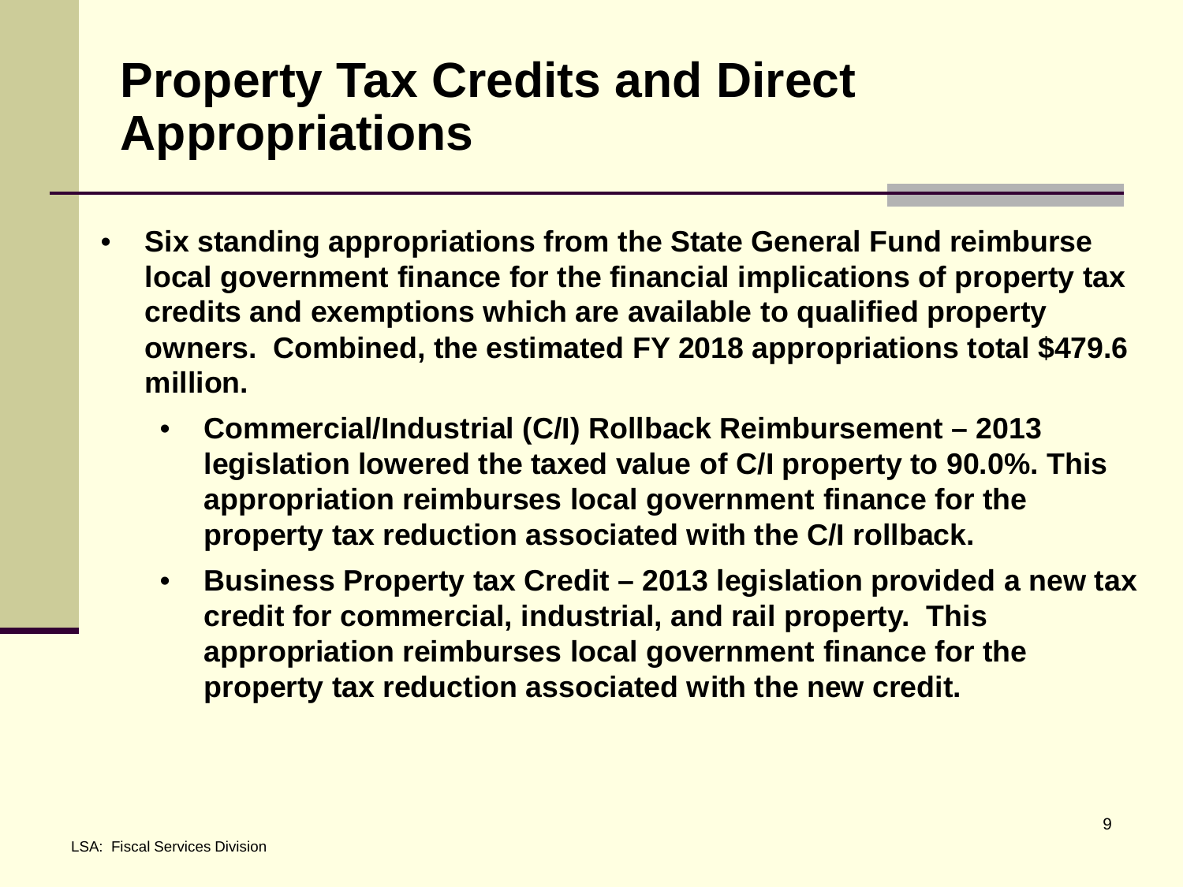# Property Tax Credits and Direct Appropriations

- **Six standing appropriations from the State General Fund reimburse local government finance for the financial implications of property tax credits and exemptions which are available to qualified property owners. Combined, the estimated FY 2018 appropriations total $479.6 million.**
  - **Commercial/Industrial (C/I) Rollback Reimbursement – 2013 legislation lowered the taxed value of C/I property to 90.0%. This appropriation reimburses local government finance for the property tax reduction associated with the C/I rollback.**
  - **Business Property tax Credit – 2013 legislation provided a new tax credit for commercial, industrial, and rail property. This appropriation reimburses local government finance for the property tax reduction associated with the new credit.**

LSA: Fiscal Services Division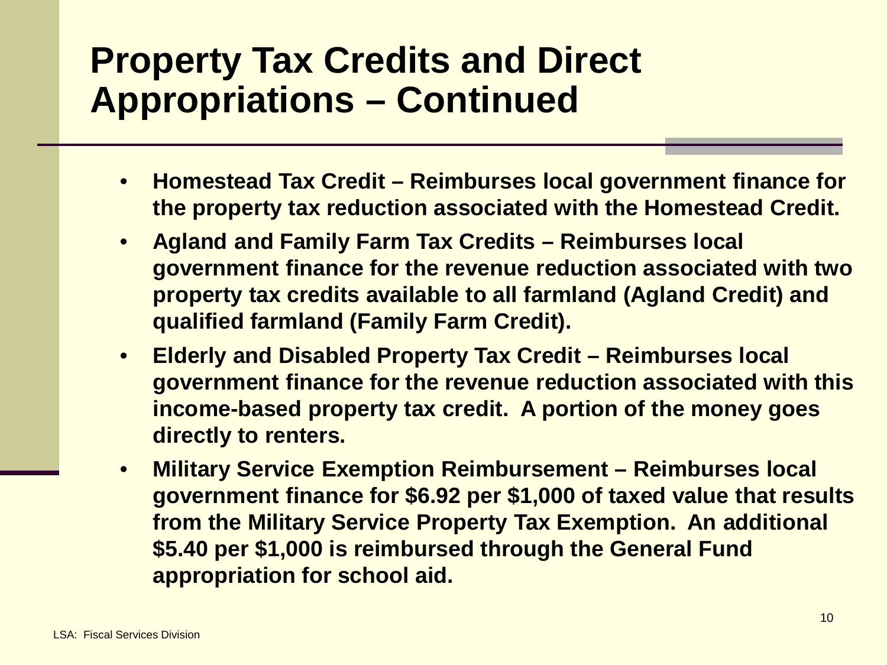# Property Tax Credits and Direct Appropriations – Continued

- **Homestead Tax Credit – Reimburses local government finance for the property tax reduction associated with the Homestead Credit.**
- **Agland and Family Farm Tax Credits – Reimburses local government finance for the revenue reduction associated with two property tax credits available to all farmland (Agland Credit) and qualified farmland (Family Farm Credit).**
- **Elderly and Disabled Property Tax Credit – Reimburses local government finance for the revenue reduction associated with this income-based property tax credit. A portion of the money goes directly to renters.**
- **Military Service Exemption Reimbursement – Reimburses local government finance for $6.92 per $1,000 of taxed value that results from the Military Service Property Tax Exemption. An additional $5.40 per $1,000 is reimbursed through the General Fund appropriation for school aid.**

LSA: Fiscal Services Division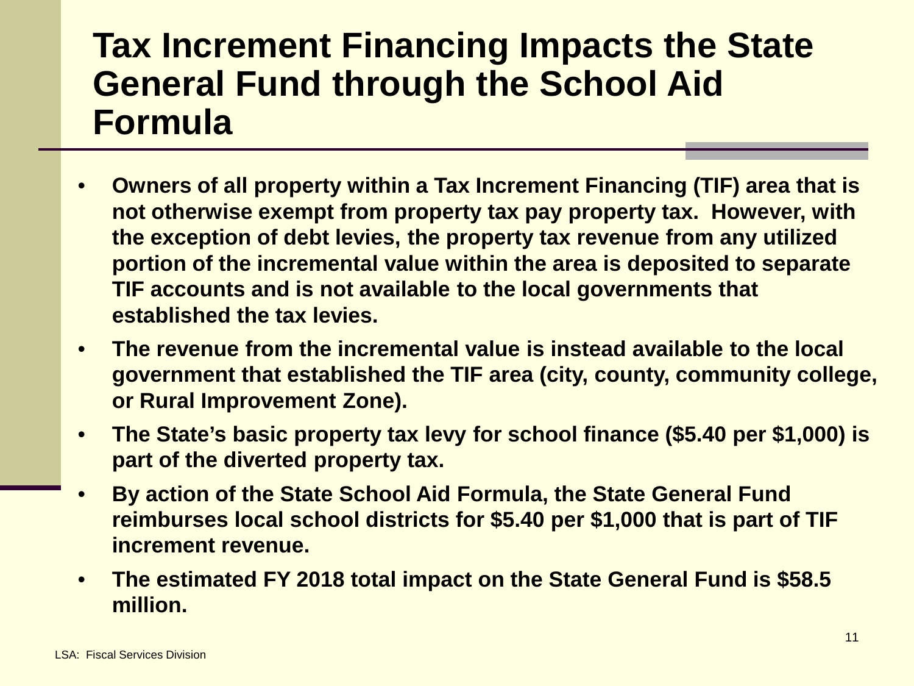# Tax Increment Financing Impacts the State General Fund through the School Aid Formula

- **Owners of all property within a Tax Increment Financing (TIF) area that is not otherwise exempt from property tax pay property tax. However, with the exception of debt levies, the property tax revenue from any utilized portion of the incremental value within the area is deposited to separate TIF accounts and is not available to the local governments that established the tax levies.**
- **The revenue from the incremental value is instead available to the local government that established the TIF area (city, county, community college, or Rural Improvement Zone).**
- **The State's basic property tax levy for school finance ($5.40 per $1,000) is part of the diverted property tax.**
- **By action of the State School Aid Formula, the State General Fund reimburses local school districts for $5.40 per $1,000 that is part of TIF increment revenue.**
- **The estimated FY 2018 total impact on the State General Fund is $58.5 million.**

LSA: Fiscal Services Division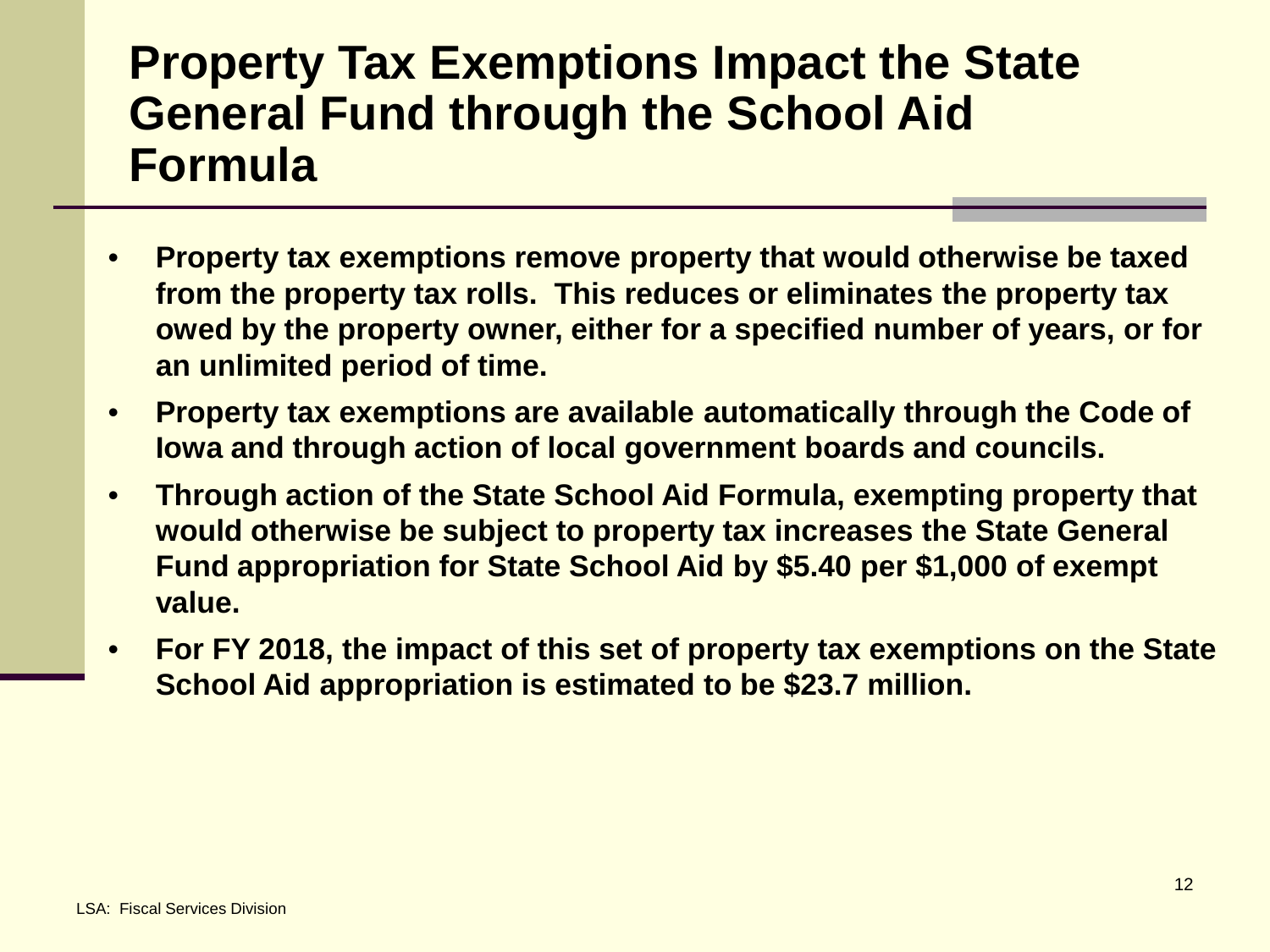# Property Tax Exemptions Impact the State General Fund through the School Aid Formula

- **Property tax exemptions remove property that would otherwise be taxed from the property tax rolls. This reduces or eliminates the property tax owed by the property owner, either for a specified number of years, or for an unlimited period of time.**
- **Property tax exemptions are available automatically through the Code of Iowa and through action of local government boards and councils.**
- **Through action of the State School Aid Formula, exempting property that would otherwise be subject to property tax increases the State General Fund appropriation for State School Aid by $5.40 per $1,000 of exempt value.**
- **For FY 2018, the impact of this set of property tax exemptions on the State School Aid appropriation is estimated to be $23.7 million.**

LSA: Fiscal Services Division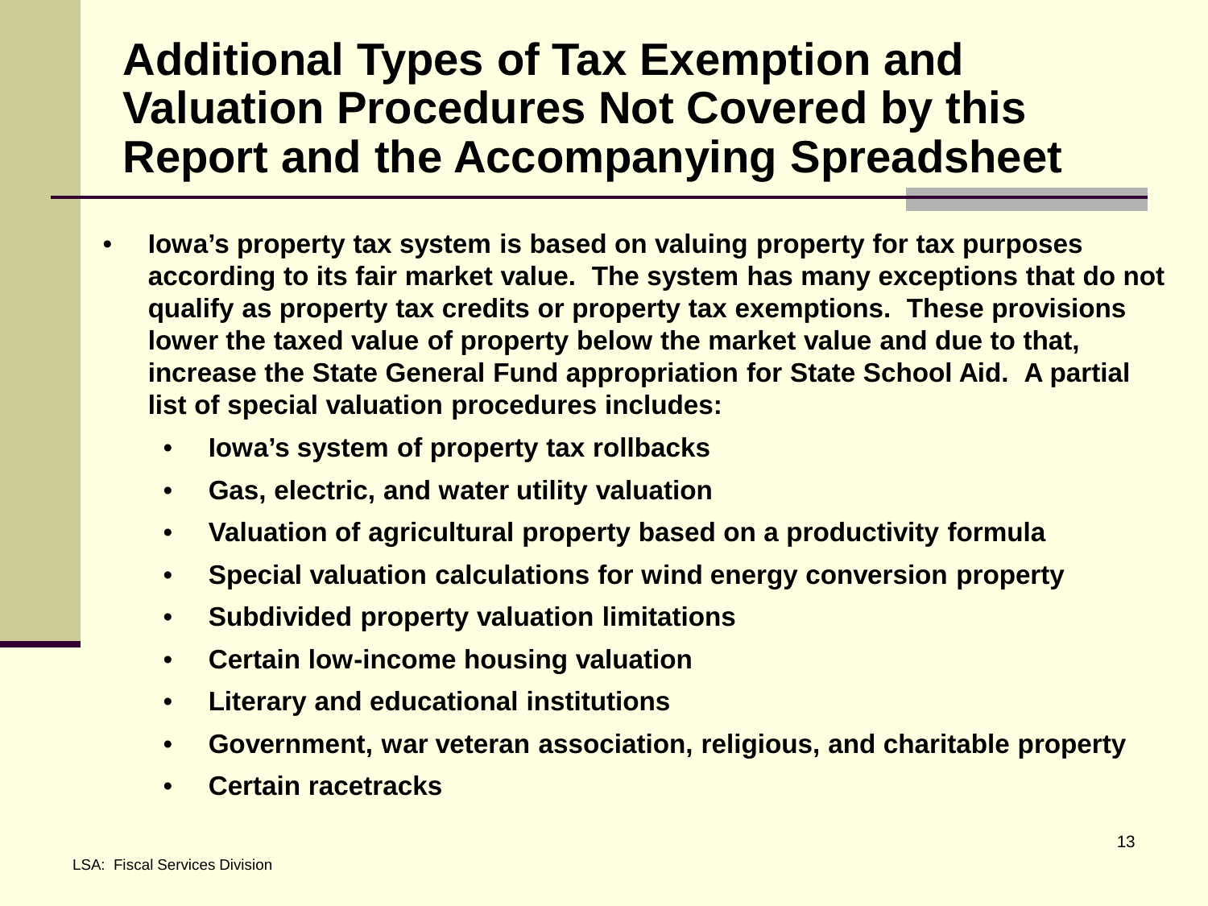# Additional Types of Tax Exemption and Valuation Procedures Not Covered by this Report and the Accompanying Spreadsheet

- **Iowa's property tax system is based on valuing property for tax purposes according to its fair market value. The system has many exceptions that do not qualify as property tax credits or property tax exemptions. These provisions lower the taxed value of property below the market value and due to that, increase the State General Fund appropriation for State School Aid. A partial list of special valuation procedures includes:**
  - **Iowa's system of property tax rollbacks**
  - **Gas, electric, and water utility valuation**
  - **Valuation of agricultural property based on a productivity formula**
  - **Special valuation calculations for wind energy conversion property**
  - **Subdivided property valuation limitations**
  - **Certain low-income housing valuation**
  - **Literary and educational institutions**
  - **Government, war veteran association, religious, and charitable property**
  - **Certain racetracks**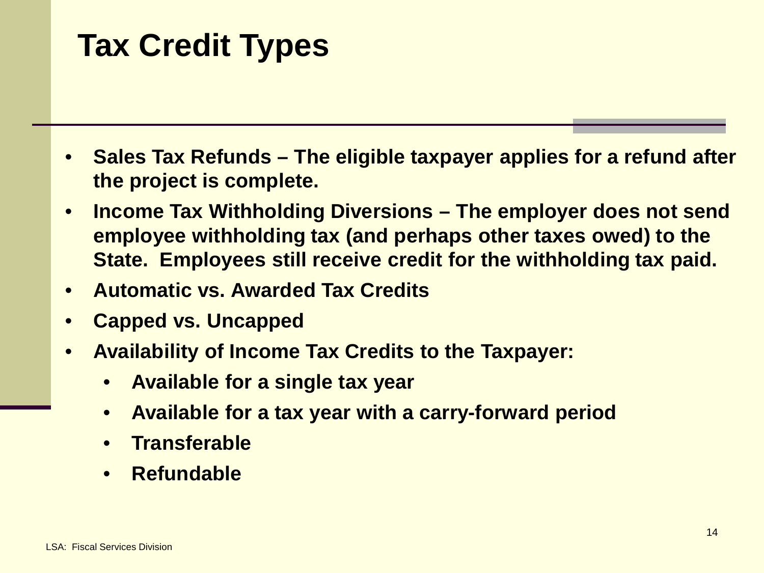# Tax Credit Types

- **Sales Tax Refunds – The eligible taxpayer applies for a refund after the project is complete.**
- **Income Tax Withholding Diversions – The employer does not send employee withholding tax (and perhaps other taxes owed) to the State. Employees still receive credit for the withholding tax paid.**
- **Automatic vs. Awarded Tax Credits**
- **Capped vs. Uncapped**
- **Availability of Income Tax Credits to the Taxpayer:**
  - **Available for a single tax year**
  - **Available for a tax year with a carry-forward period**
  - **Transferable**
  - **Refundable**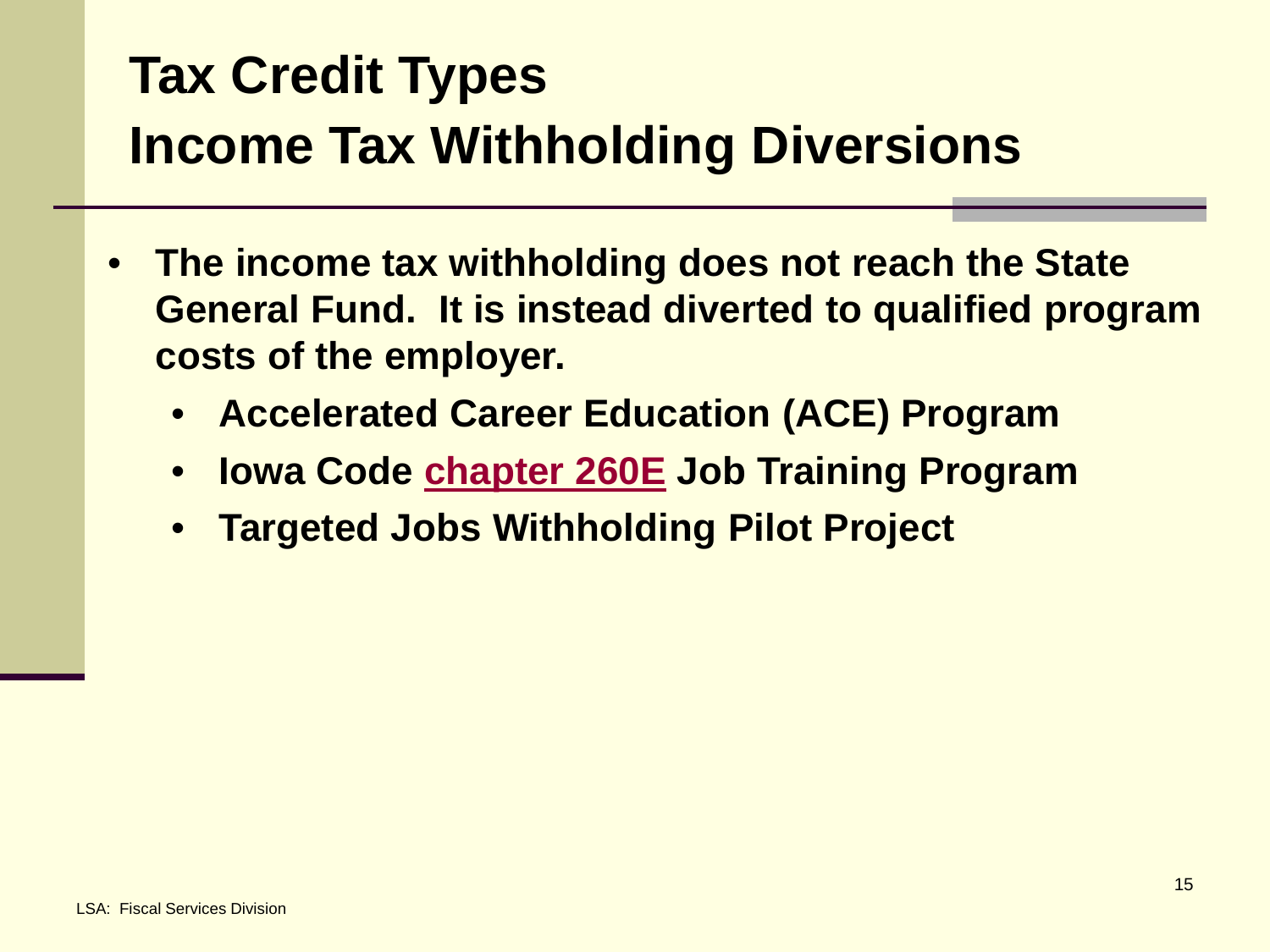# Tax Credit Types
# Income Tax Withholding Diversions

- **The income tax withholding does not reach the State General Fund. It is instead diverted to qualified program costs of the employer.**
  - **Accelerated Career Education (ACE) Program**
  - **Iowa Code chapter 260E Job Training Program**
  - **Targeted Jobs Withholding Pilot Project**

LSA: Fiscal Services Division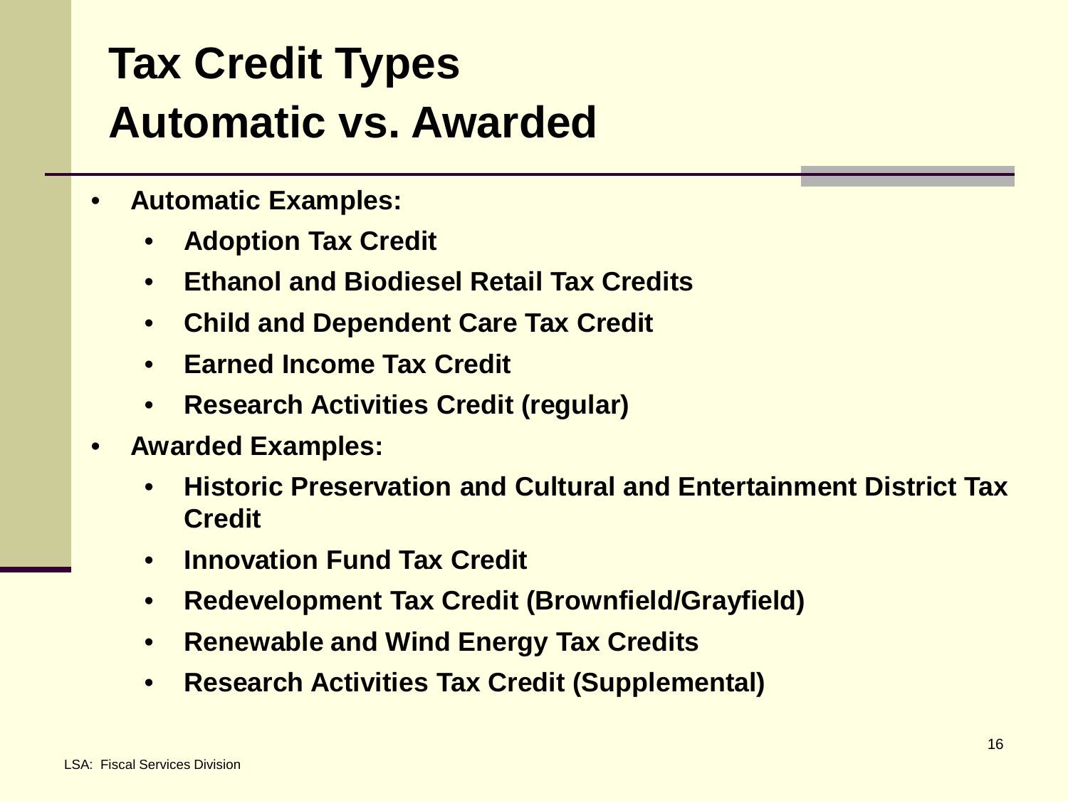# Tax Credit Types
# Automatic vs. Awarded

- **Automatic Examples:**
  - **Adoption Tax Credit**
  - **Ethanol and Biodiesel Retail Tax Credits**
  - **Child and Dependent Care Tax Credit**
  - **Earned Income Tax Credit**
  - **Research Activities Credit (regular)**
- **Awarded Examples:**
  - **Historic Preservation and Cultural and Entertainment District Tax Credit**
  - **Innovation Fund Tax Credit**
  - **Redevelopment Tax Credit (Brownfield/Grayfield)**
  - **Renewable and Wind Energy Tax Credits**
  - **Research Activities Tax Credit (Supplemental)**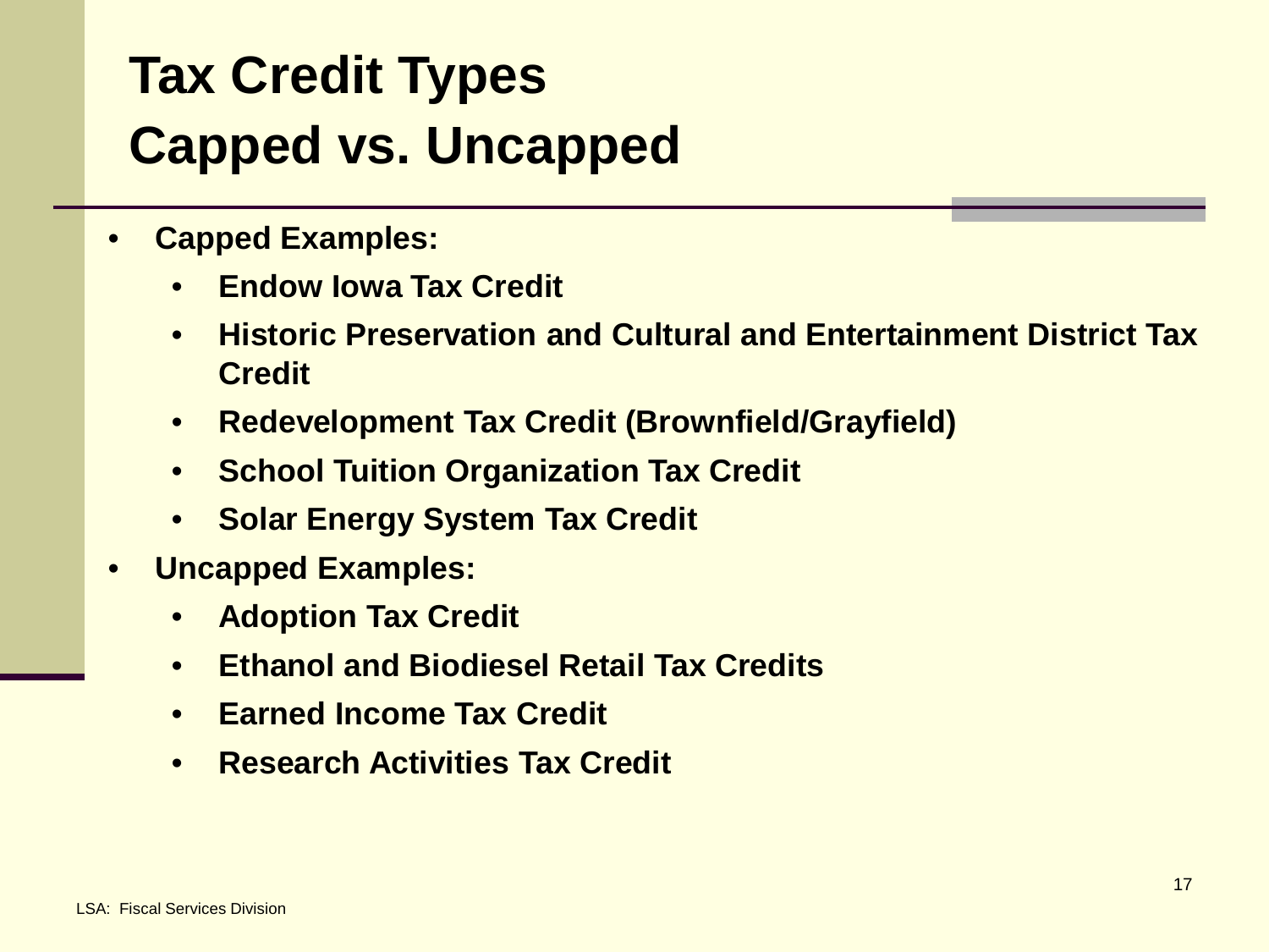# Tax Credit Types
# Capped vs. Uncapped

- **Capped Examples:**
  - **Endow Iowa Tax Credit**
  - **Historic Preservation and Cultural and Entertainment District Tax Credit**
  - **Redevelopment Tax Credit (Brownfield/Grayfield)**
  - **School Tuition Organization Tax Credit**
  - **Solar Energy System Tax Credit**
- **Uncapped Examples:**
  - **Adoption Tax Credit**
  - **Ethanol and Biodiesel Retail Tax Credits**
  - **Earned Income Tax Credit**
  - **Research Activities Tax Credit**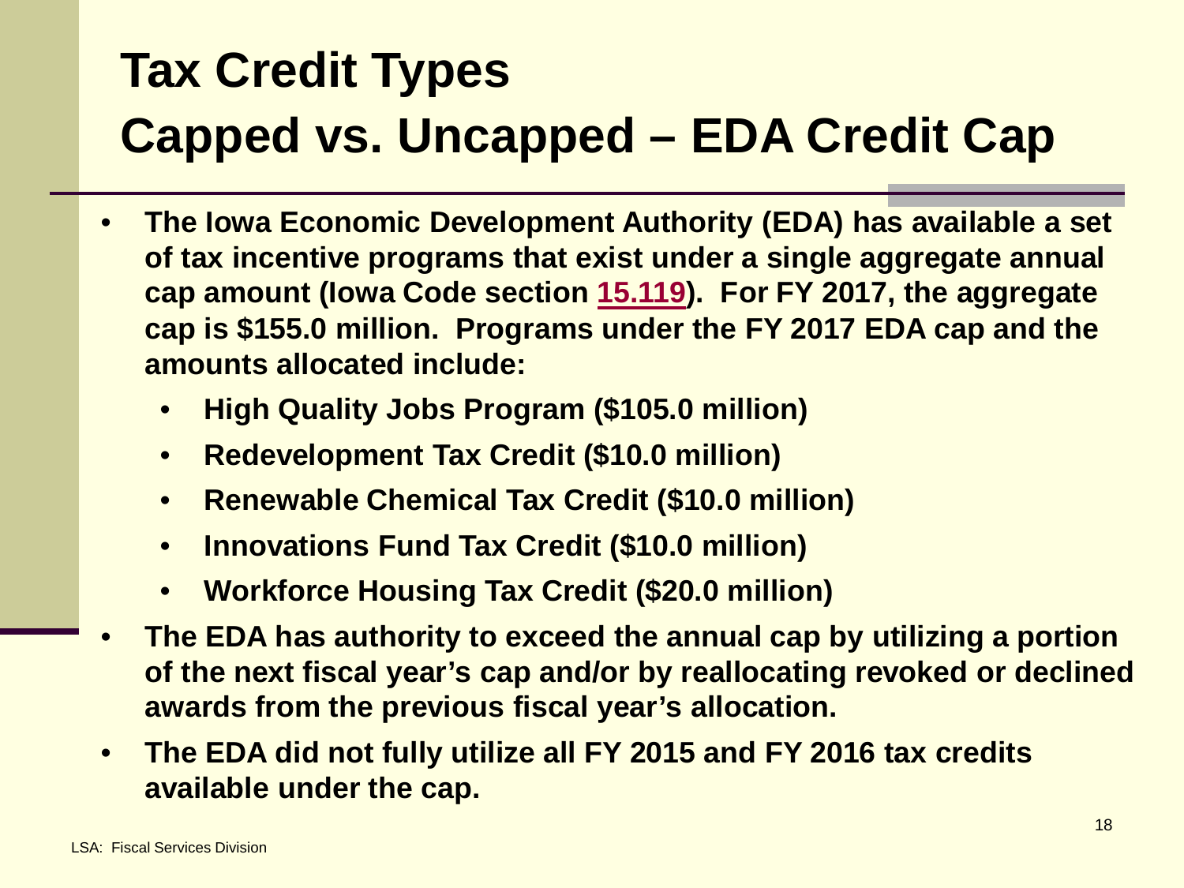# Tax Credit Types
# Capped vs. Uncapped – EDA Credit Cap

- **The Iowa Economic Development Authority (EDA) has available a set of tax incentive programs that exist under a single aggregate annual cap amount (Iowa Code section 15.119). For FY 2017, the aggregate cap is $155.0 million. Programs under the FY 2017 EDA cap and the amounts allocated include:**
  - **High Quality Jobs Program ($105.0 million)**
  - **Redevelopment Tax Credit ($10.0 million)**
  - **Renewable Chemical Tax Credit ($10.0 million)**
  - **Innovations Fund Tax Credit ($10.0 million)**
  - **Workforce Housing Tax Credit ($20.0 million)**
- **The EDA has authority to exceed the annual cap by utilizing a portion of the next fiscal year's cap and/or by reallocating revoked or declined awards from the previous fiscal year's allocation.**
- **The EDA did not fully utilize all FY 2015 and FY 2016 tax credits available under the cap.**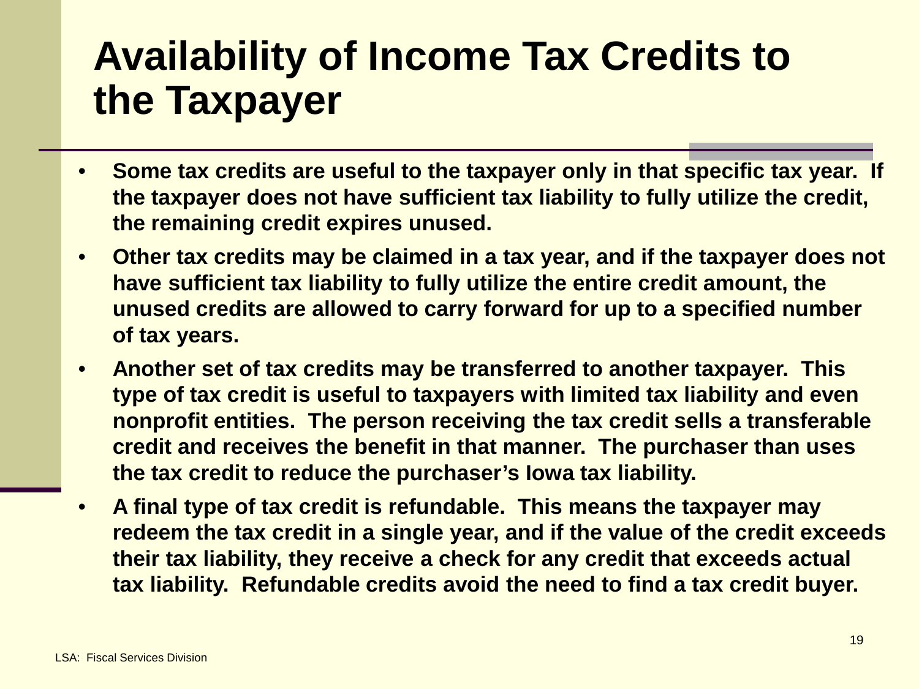# Availability of Income Tax Credits to the Taxpayer

- **Some tax credits are useful to the taxpayer only in that specific tax year. If the taxpayer does not have sufficient tax liability to fully utilize the credit, the remaining credit expires unused.**
- **Other tax credits may be claimed in a tax year, and if the taxpayer does not have sufficient tax liability to fully utilize the entire credit amount, the unused credits are allowed to carry forward for up to a specified number of tax years.**
- **Another set of tax credits may be transferred to another taxpayer. This type of tax credit is useful to taxpayers with limited tax liability and even nonprofit entities. The person receiving the tax credit sells a transferable credit and receives the benefit in that manner. The purchaser than uses the tax credit to reduce the purchaser's Iowa tax liability.**
- **A final type of tax credit is refundable. This means the taxpayer may redeem the tax credit in a single year, and if the value of the credit exceeds their tax liability, they receive a check for any credit that exceeds actual tax liability. Refundable credits avoid the need to find a tax credit buyer.**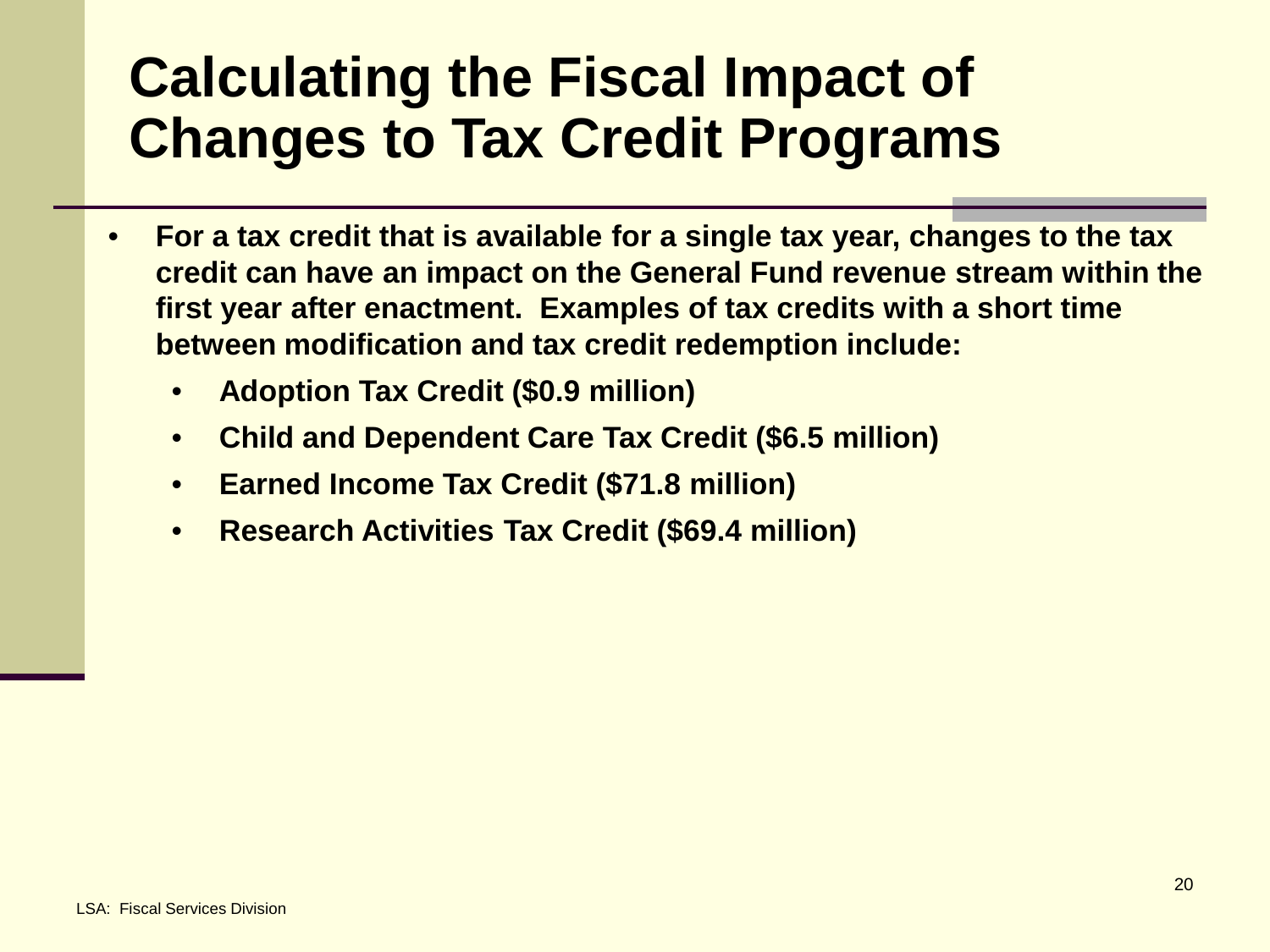# Calculating the Fiscal Impact of Changes to Tax Credit Programs

- **For a tax credit that is available for a single tax year, changes to the tax credit can have an impact on the General Fund revenue stream within the first year after enactment. Examples of tax credits with a short time between modification and tax credit redemption include:**
  - **Adoption Tax Credit ($0.9 million)**
  - **Child and Dependent Care Tax Credit ($6.5 million)**
  - **Earned Income Tax Credit ($71.8 million)**
  - **Research Activities Tax Credit ($69.4 million)**

LSA: Fiscal Services Division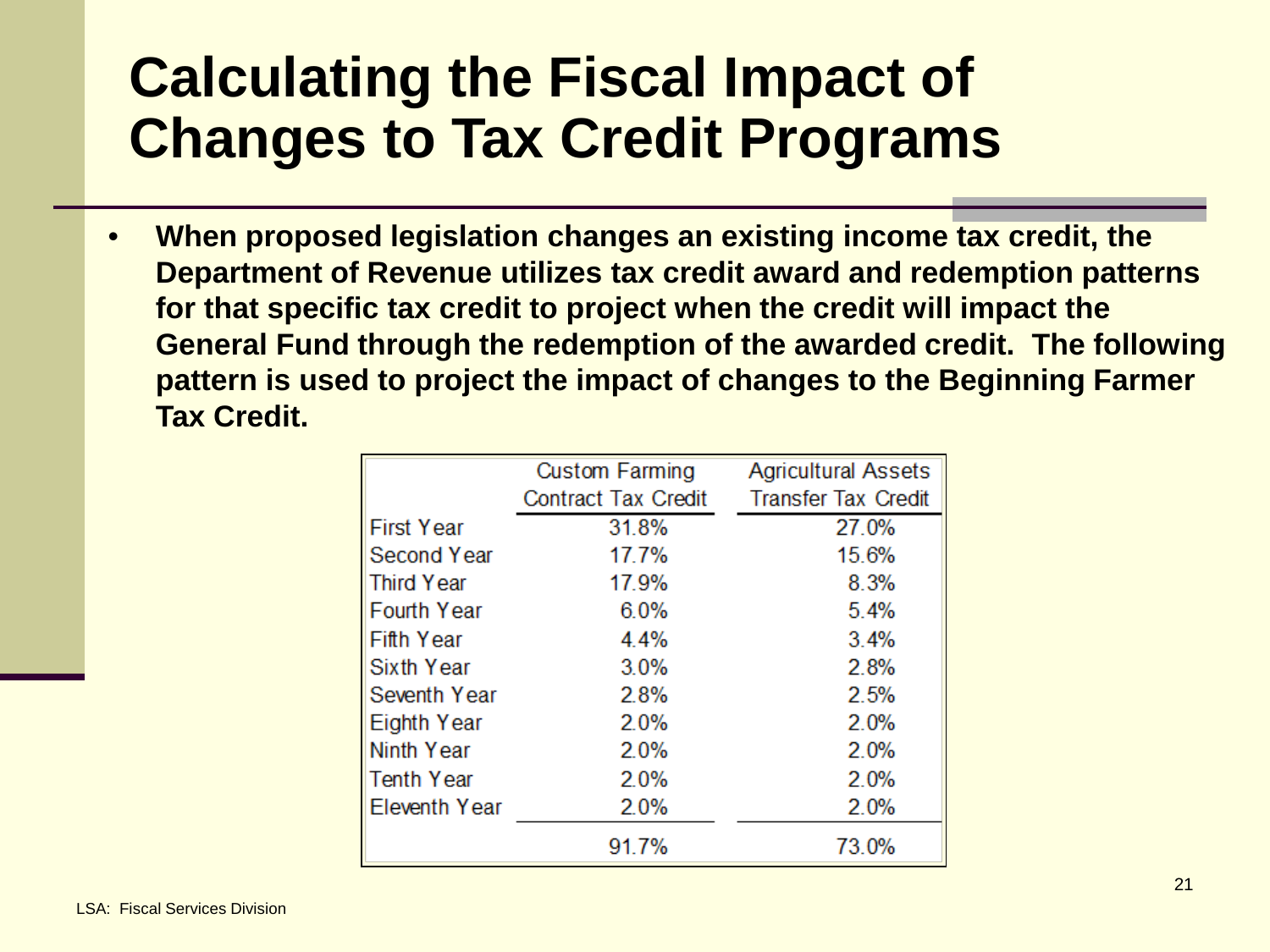# Calculating the Fiscal Impact of Changes to Tax Credit Programs

- **When proposed legislation changes an existing income tax credit, the Department of Revenue utilizes tax credit award and redemption patterns for that specific tax credit to project when the credit will impact the General Fund through the redemption of the awarded credit. The following pattern is used to project the impact of changes to the Beginning Farmer Tax Credit.**

| | Custom Farming Contract Tax Credit | Agricultural Assets Transfer Tax Credit |
|---|---|---|
| First Year | 31.8% | 27.0% |
| Second Year | 17.7% | 15.6% |
| Third Year | 17.9% | 8.3% |
| Fourth Year | 6.0% | 5.4% |
| Fifth Year | 4.4% | 3.4% |
| Sixth Year | 3.0% | 2.8% |
| Seventh Year | 2.8% | 2.5% |
| Eighth Year | 2.0% | 2.0% |
| Ninth Year | 2.0% | 2.0% |
| Tenth Year | 2.0% | 2.0% |
| Eleventh Year | 2.0% | 2.0% |
| | 91.7% | 73.0% |

LSA: Fiscal Services Division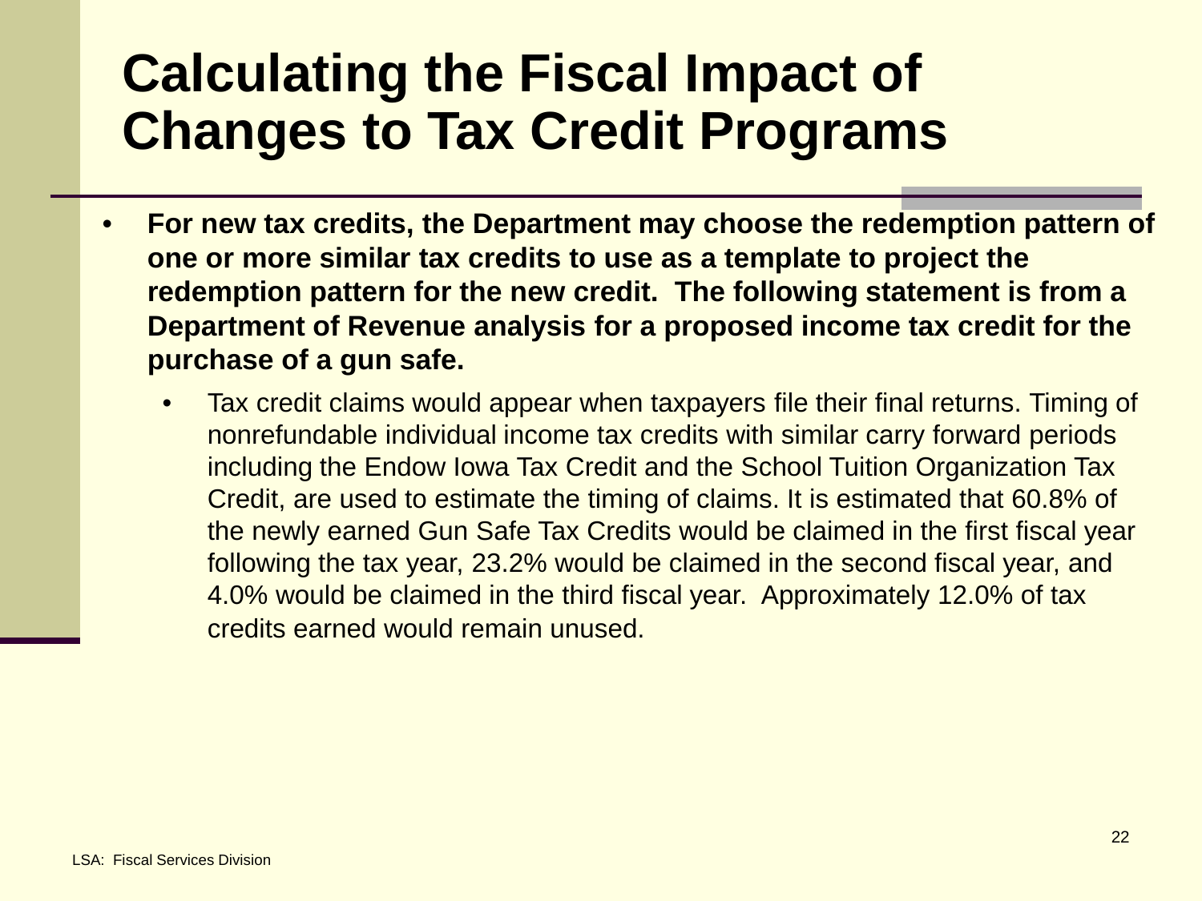# Calculating the Fiscal Impact of Changes to Tax Credit Programs

- **For new tax credits, the Department may choose the redemption pattern of one or more similar tax credits to use as a template to project the redemption pattern for the new credit. The following statement is from a Department of Revenue analysis for a proposed income tax credit for the purchase of a gun safe.**
  - Tax credit claims would appear when taxpayers file their final returns. Timing of nonrefundable individual income tax credits with similar carry forward periods including the Endow Iowa Tax Credit and the School Tuition Organization Tax Credit, are used to estimate the timing of claims. It is estimated that 60.8% of the newly earned Gun Safe Tax Credits would be claimed in the first fiscal year following the tax year, 23.2% would be claimed in the second fiscal year, and 4.0% would be claimed in the third fiscal year. Approximately 12.0% of tax credits earned would remain unused.

LSA: Fiscal Services Division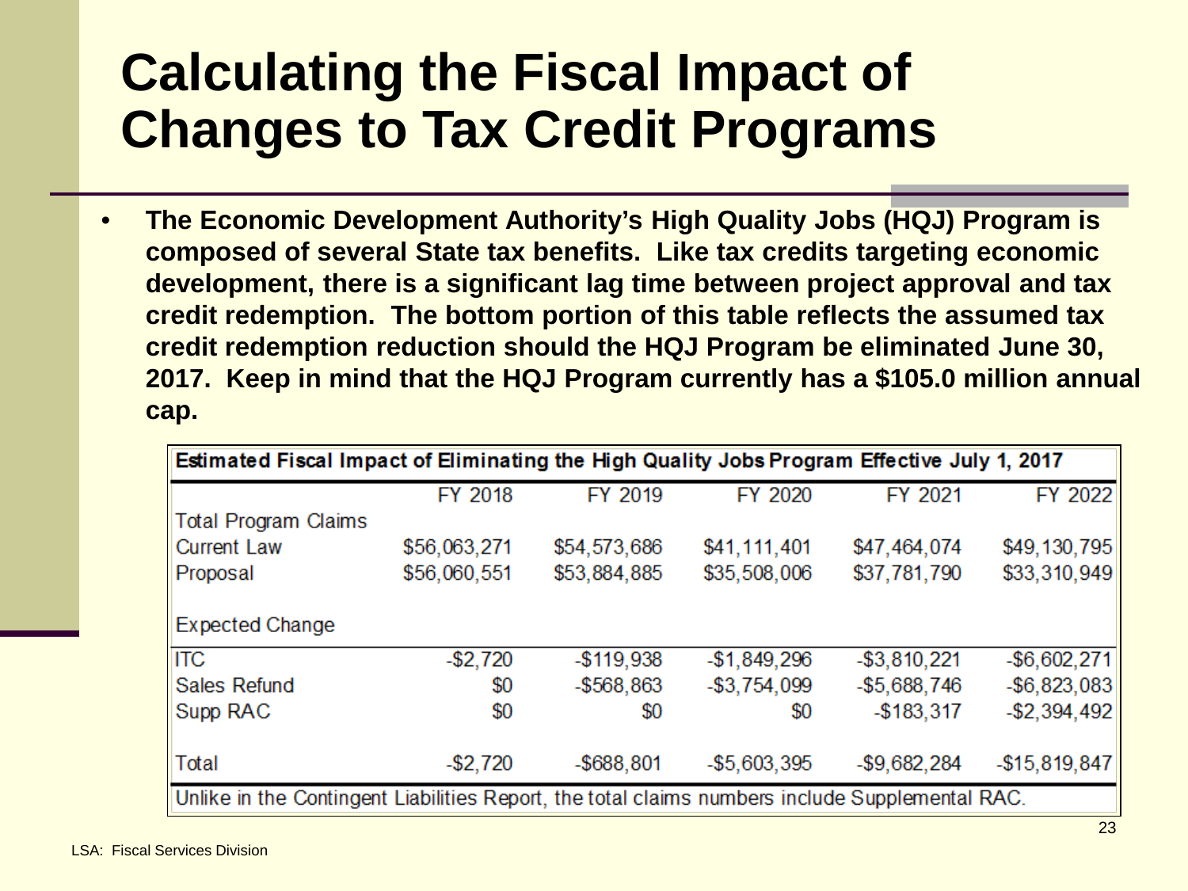# Calculating the Fiscal Impact of Changes to Tax Credit Programs

- **The Economic Development Authority's High Quality Jobs (HQJ) Program is composed of several State tax benefits. Like tax credits targeting economic development, there is a significant lag time between project approval and tax credit redemption. The bottom portion of this table reflects the assumed tax credit redemption reduction should the HQJ Program be eliminated June 30, 2017. Keep in mind that the HQJ Program currently has a $105.0 million annual cap.**

**Estimated Fiscal Impact of Eliminating the High Quality Jobs Program Effective July 1, 2017**

| | FY 2018 | FY 2019 | FY 2020 | FY 2021 | FY 2022 |
|---|---|---|---|---|---|
| Total Program Claims | | | | | |
| Current Law | $56,063,271 | $54,573,686 | $41,111,401 | $47,464,074 | $49,130,795 |
| Proposal | $56,060,551 | $53,884,885 | $35,508,006 | $37,781,790 | $33,310,949 |
| Expected Change | | | | | |
| ITC | -$2,720 | -$119,938 | -$1,849,296 | -$3,810,221 | -$6,602,271 |
| Sales Refund | $0 | -$568,863 | -$3,754,099 | -$5,688,746 | -$6,823,083 |
| Supp RAC | $0 | $0 | $0 | -$183,317 | -$2,394,492 |
| Total | -$2,720 | -$688,801 | -$5,603,395 | -$9,682,284 | -$15,819,847 |

Unlike in the Contingent Liabilities Report, the total claims numbers include Supplemental RAC.

LSA: Fiscal Services Division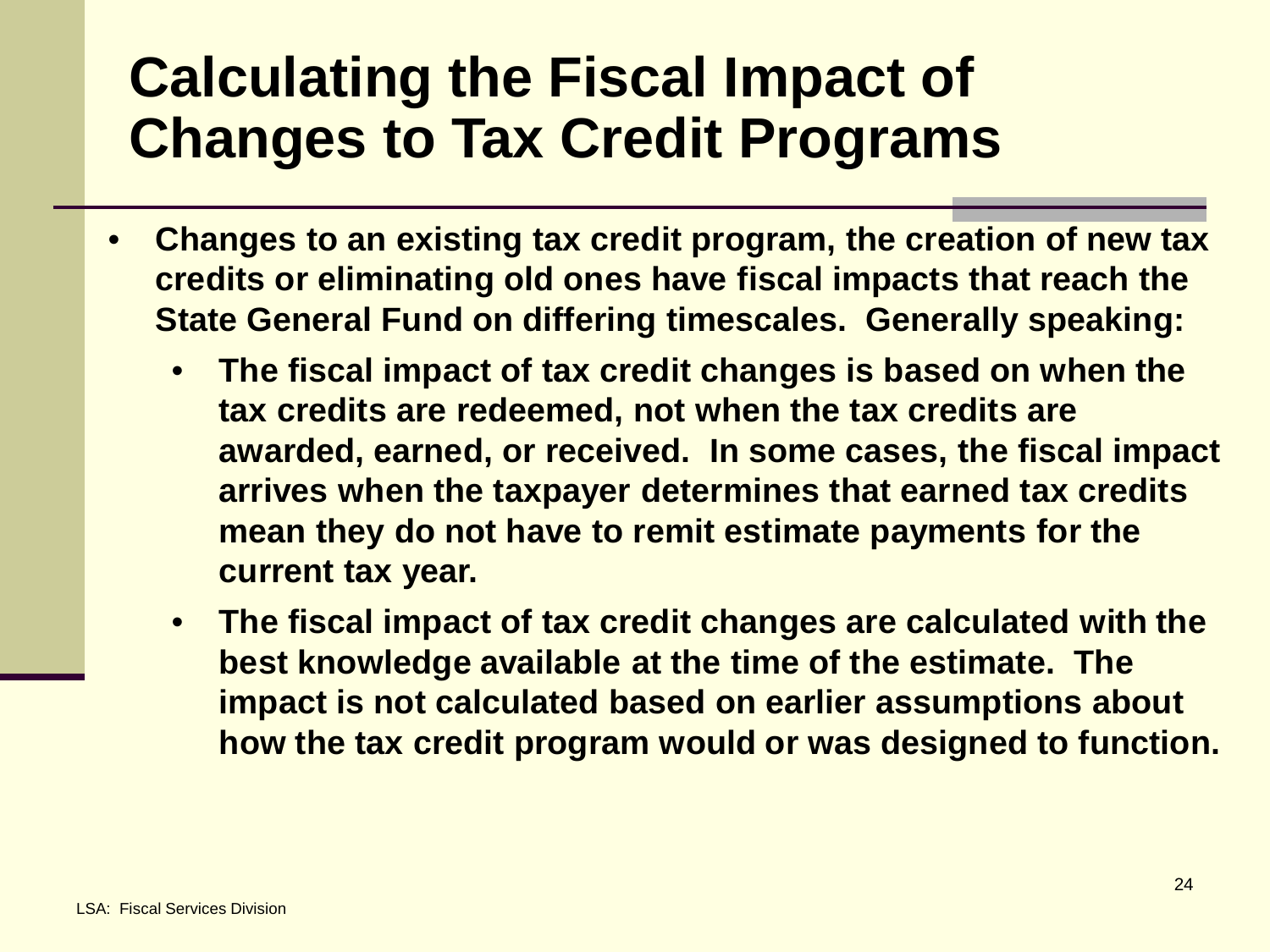# Calculating the Fiscal Impact of Changes to Tax Credit Programs

- **Changes to an existing tax credit program, the creation of new tax credits or eliminating old ones have fiscal impacts that reach the State General Fund on differing timescales. Generally speaking:**
  - **The fiscal impact of tax credit changes is based on when the tax credits are redeemed, not when the tax credits are awarded, earned, or received. In some cases, the fiscal impact arrives when the taxpayer determines that earned tax credits mean they do not have to remit estimate payments for the current tax year.**
  - **The fiscal impact of tax credit changes are calculated with the best knowledge available at the time of the estimate. The impact is not calculated based on earlier assumptions about how the tax credit program would or was designed to function.**

LSA: Fiscal Services Division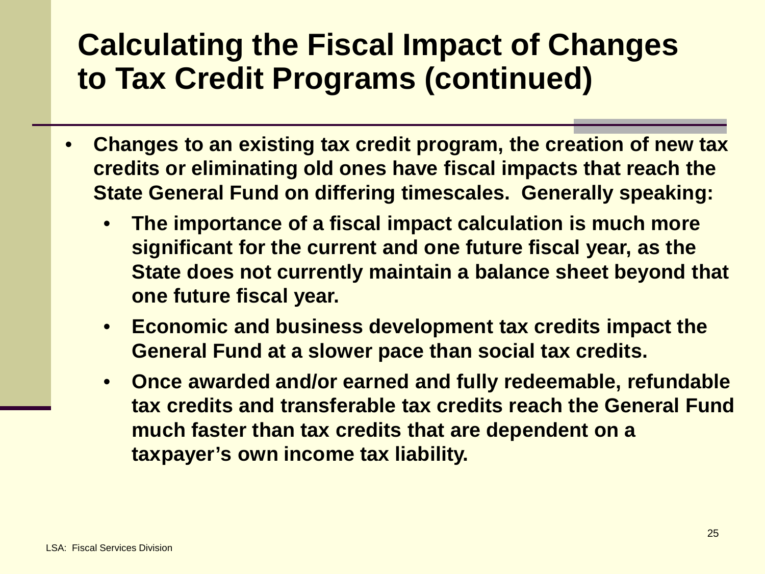# Calculating the Fiscal Impact of Changes to Tax Credit Programs (continued)

- **Changes to an existing tax credit program, the creation of new tax credits or eliminating old ones have fiscal impacts that reach the State General Fund on differing timescales. Generally speaking:**
  - **The importance of a fiscal impact calculation is much more significant for the current and one future fiscal year, as the State does not currently maintain a balance sheet beyond that one future fiscal year.**
  - **Economic and business development tax credits impact the General Fund at a slower pace than social tax credits.**
  - **Once awarded and/or earned and fully redeemable, refundable tax credits and transferable tax credits reach the General Fund much faster than tax credits that are dependent on a taxpayer's own income tax liability.**

LSA: Fiscal Services Division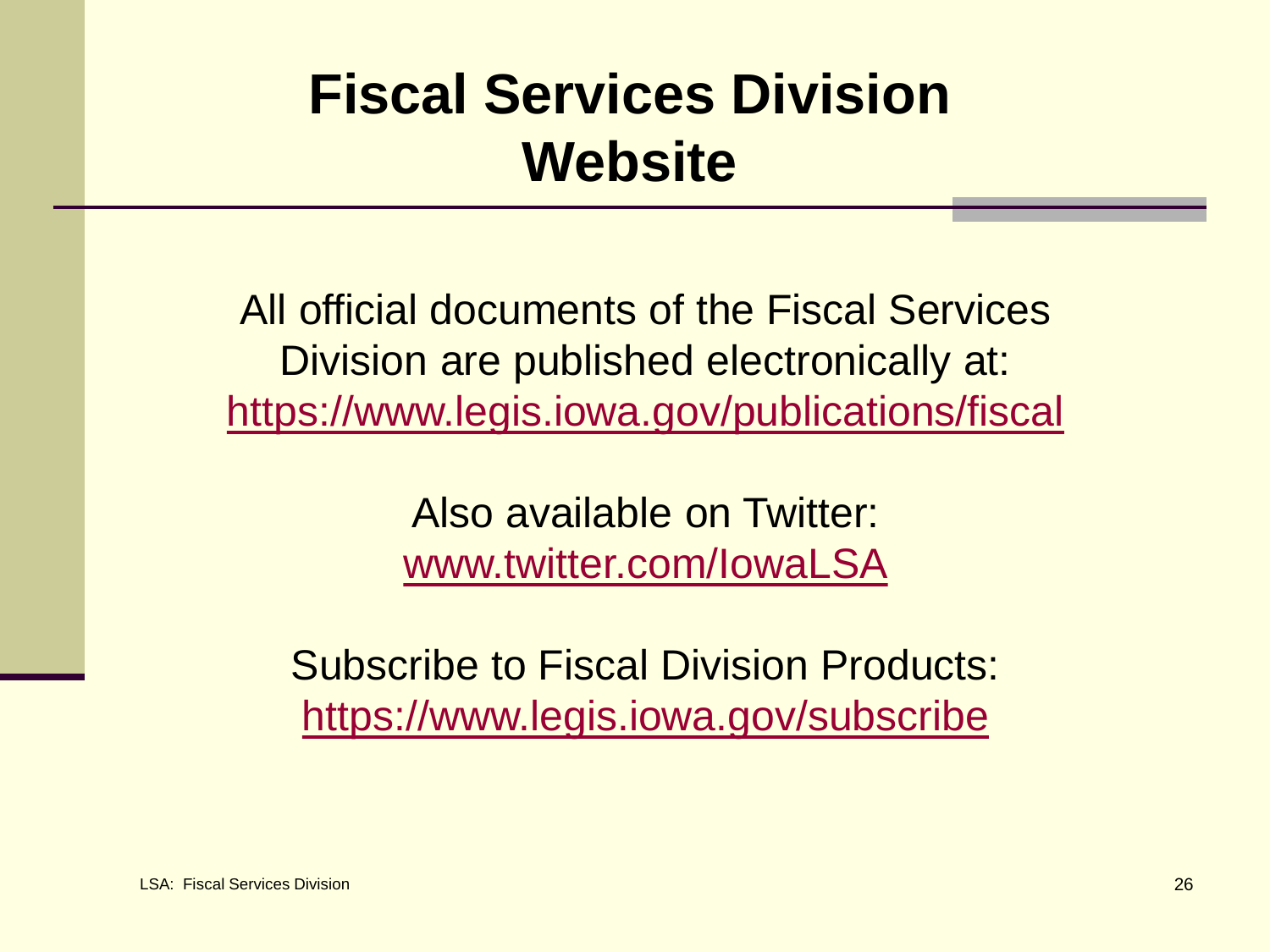# Fiscal Services Division Website

All official documents of the Fiscal Services Division are published electronically at:
https://www.legis.iowa.gov/publications/fiscal

Also available on Twitter:
www.twitter.com/IowaLSA

Subscribe to Fiscal Division Products:
https://www.legis.iowa.gov/subscribe